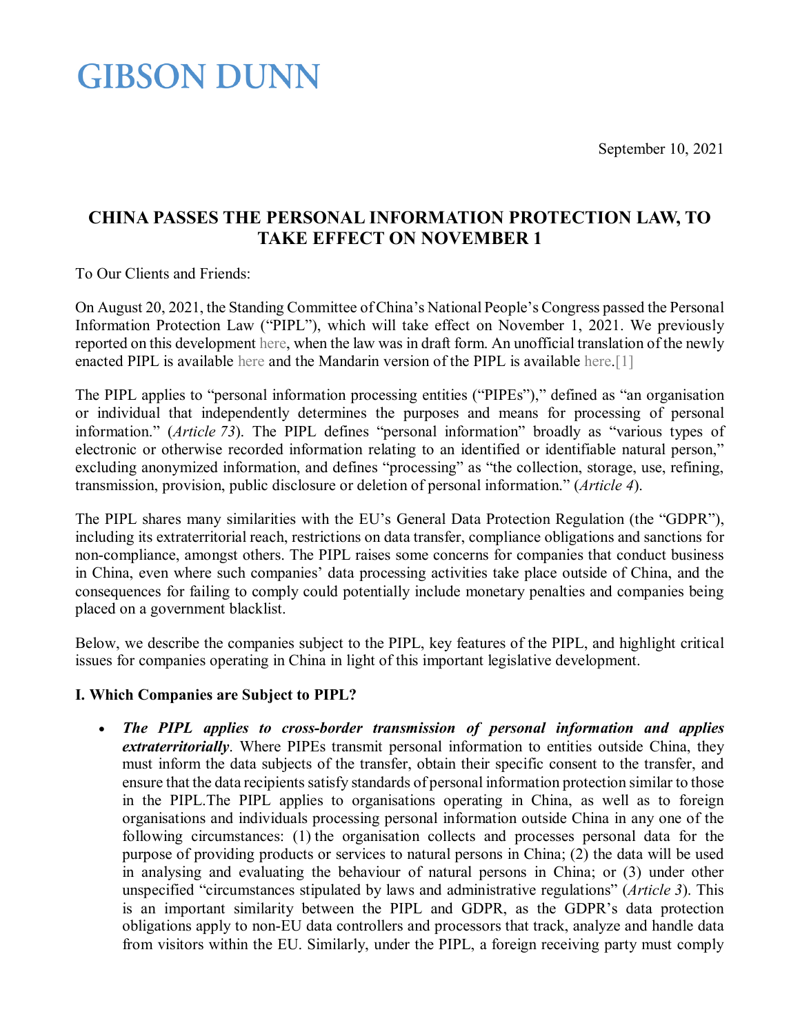# GIBSON DUNN

September 10, 2021

## CHINA PASSES THE PERSONAL INFORMATION PROTECTION LAW, TO TAKE EFFECT ON NOVEMBER 1

To Our Clients and Friends:

On August 20, 2021, the Standing Committee of China's National People's Congress passed the Personal Information Protection Law ("PIPL"), which will take effect on November 1, 2021. We previously reported on this development here, when the law was in draft form. An unofficial translation of the newly enacted PIPL is available here and the Mandarin version of the PIPL is available here.[1]

The PIPL applies to "personal information processing entities ("PIPEs")," defined as "an organisation or individual that independently determines the purposes and means for processing of personal information." (*Article 73*). The PIPL defines "personal information" broadly as "various types of electronic or otherwise recorded information relating to an identified or identifiable natural person," excluding anonymized information, and defines "processing" as "the collection, storage, use, refining, transmission, provision, public disclosure or deletion of personal information." (*Article 4*).

The PIPL shares many similarities with the EU's General Data Protection Regulation (the "GDPR"), including its extraterritorial reach, restrictions on data transfer, compliance obligations and sanctions for non-compliance, amongst others. The PIPL raises some concerns for companies that conduct business in China, even where such companies' data processing activities take place outside of China, and the consequences for failing to comply could potentially include monetary penalties and companies being placed on a government blacklist.

Below, we describe the companies subject to the PIPL, key features of the PIPL, and highlight critical issues for companies operating in China in light of this important legislative development.

### I. Which Companies are Subject to PIPL?

- ***The PIPL applies to cross-border transmission of personal information and applies extraterritorially***. Where PIPEs transmit personal information to entities outside China, they must inform the data subjects of the transfer, obtain their specific consent to the transfer, and ensure that the data recipients satisfy standards of personal information protection similar to those in the PIPL.The PIPL applies to organisations operating in China, as well as to foreign organisations and individuals processing personal information outside China in any one of the following circumstances: (1) the organisation collects and processes personal data for the purpose of providing products or services to natural persons in China; (2) the data will be used in analysing and evaluating the behaviour of natural persons in China; or (3) under other unspecified "circumstances stipulated by laws and administrative regulations" (*Article 3*). This is an important similarity between the PIPL and GDPR, as the GDPR's data protection obligations apply to non-EU data controllers and processors that track, analyze and handle data from visitors within the EU. Similarly, under the PIPL, a foreign receiving party must comply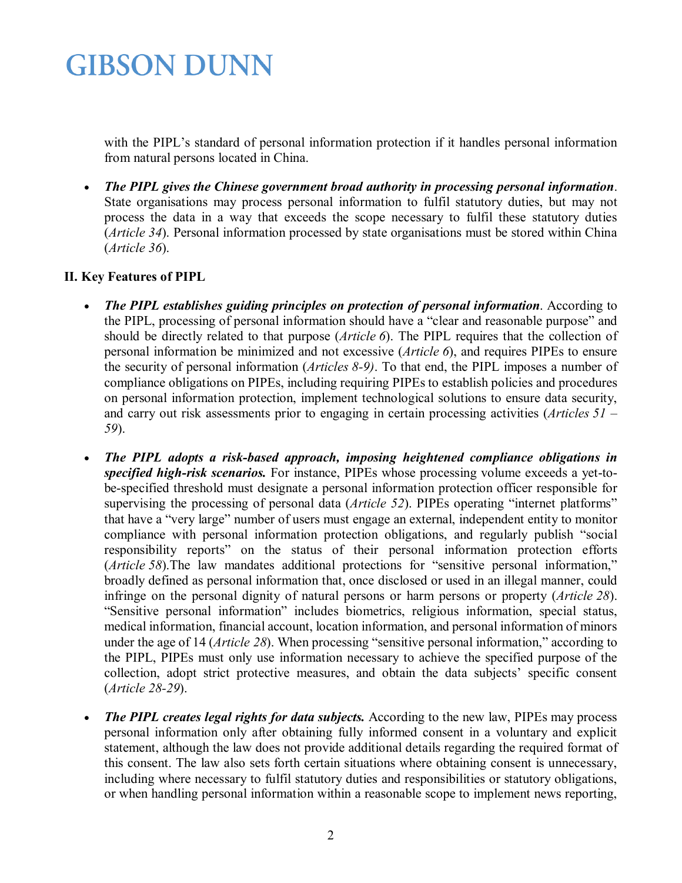with the PIPL's standard of personal information protection if it handles personal information from natural persons located in China.

- ***The PIPL gives the Chinese government broad authority in processing personal information***. State organisations may process personal information to fulfil statutory duties, but may not process the data in a way that exceeds the scope necessary to fulfil these statutory duties (*Article 34*). Personal information processed by state organisations must be stored within China (*Article 36*).

**II. Key Features of PIPL**

- ***The PIPL establishes guiding principles on protection of personal information***. According to the PIPL, processing of personal information should have a "clear and reasonable purpose" and should be directly related to that purpose (*Article 6*). The PIPL requires that the collection of personal information be minimized and not excessive (*Article 6*), and requires PIPEs to ensure the security of personal information (*Articles 8-9)*. To that end, the PIPL imposes a number of compliance obligations on PIPEs, including requiring PIPEs to establish policies and procedures on personal information protection, implement technological solutions to ensure data security, and carry out risk assessments prior to engaging in certain processing activities (*Articles 51 – 59*).

- ***The PIPL adopts a risk-based approach, imposing heightened compliance obligations in specified high-risk scenarios.*** For instance, PIPEs whose processing volume exceeds a yet-to-be-specified threshold must designate a personal information protection officer responsible for supervising the processing of personal data (*Article 52*). PIPEs operating "internet platforms" that have a "very large" number of users must engage an external, independent entity to monitor compliance with personal information protection obligations, and regularly publish "social responsibility reports" on the status of their personal information protection efforts (*Article 58*).The law mandates additional protections for "sensitive personal information," broadly defined as personal information that, once disclosed or used in an illegal manner, could infringe on the personal dignity of natural persons or harm persons or property (*Article 28*). "Sensitive personal information" includes biometrics, religious information, special status, medical information, financial account, location information, and personal information of minors under the age of 14 (*Article 28*). When processing "sensitive personal information," according to the PIPL, PIPEs must only use information necessary to achieve the specified purpose of the collection, adopt strict protective measures, and obtain the data subjects' specific consent (*Article 28-29*).

- ***The PIPL creates legal rights for data subjects.*** According to the new law, PIPEs may process personal information only after obtaining fully informed consent in a voluntary and explicit statement, although the law does not provide additional details regarding the required format of this consent. The law also sets forth certain situations where obtaining consent is unnecessary, including where necessary to fulfil statutory duties and responsibilities or statutory obligations, or when handling personal information within a reasonable scope to implement news reporting,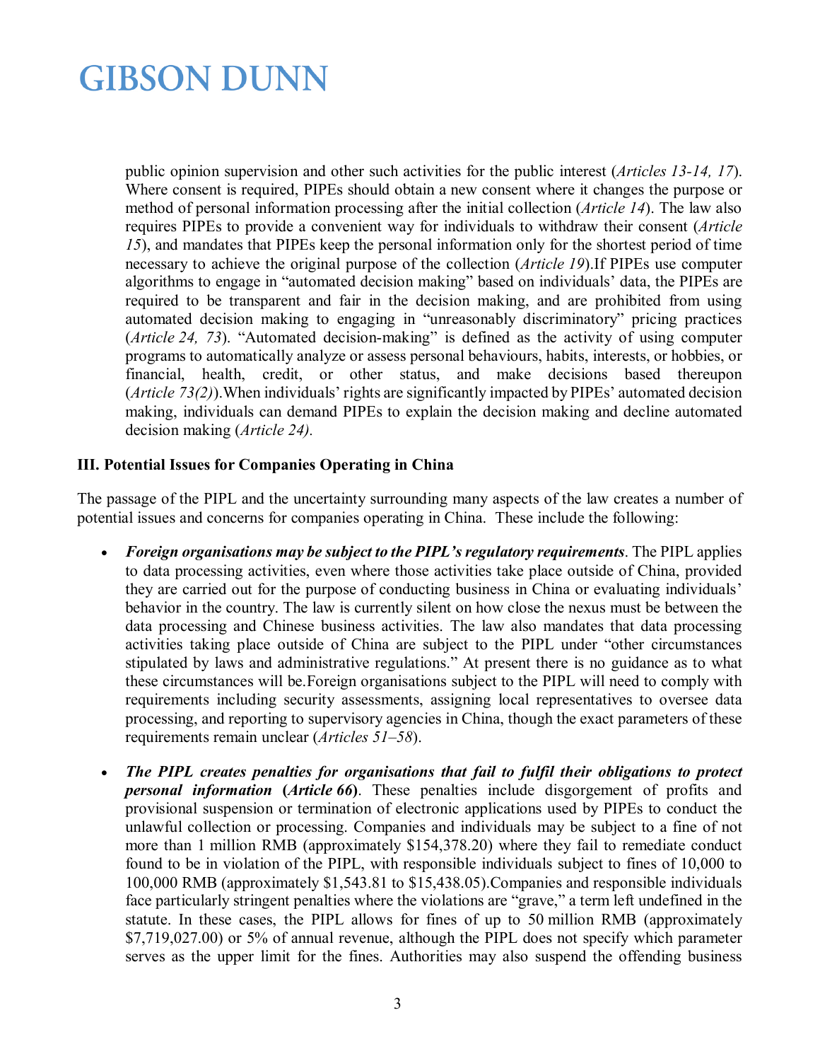public opinion supervision and other such activities for the public interest (*Articles 13-14, 17*). Where consent is required, PIPEs should obtain a new consent where it changes the purpose or method of personal information processing after the initial collection (*Article 14*). The law also requires PIPEs to provide a convenient way for individuals to withdraw their consent (*Article 15*), and mandates that PIPEs keep the personal information only for the shortest period of time necessary to achieve the original purpose of the collection (*Article 19*).If PIPEs use computer algorithms to engage in "automated decision making" based on individuals' data, the PIPEs are required to be transparent and fair in the decision making, and are prohibited from using automated decision making to engaging in "unreasonably discriminatory" pricing practices (*Article 24, 73*). "Automated decision-making" is defined as the activity of using computer programs to automatically analyze or assess personal behaviours, habits, interests, or hobbies, or financial, health, credit, or other status, and make decisions based thereupon (*Article 73(2)*).When individuals' rights are significantly impacted by PIPEs' automated decision making, individuals can demand PIPEs to explain the decision making and decline automated decision making (*Article 24).*

**III. Potential Issues for Companies Operating in China**

The passage of the PIPL and the uncertainty surrounding many aspects of the law creates a number of potential issues and concerns for companies operating in China. These include the following:

- ***Foreign organisations may be subject to the PIPL's regulatory requirements***. The PIPL applies to data processing activities, even where those activities take place outside of China, provided they are carried out for the purpose of conducting business in China or evaluating individuals' behavior in the country. The law is currently silent on how close the nexus must be between the data processing and Chinese business activities. The law also mandates that data processing activities taking place outside of China are subject to the PIPL under "other circumstances stipulated by laws and administrative regulations." At present there is no guidance as to what these circumstances will be.Foreign organisations subject to the PIPL will need to comply with requirements including security assessments, assigning local representatives to oversee data processing, and reporting to supervisory agencies in China, though the exact parameters of these requirements remain unclear (*Articles 51–58*).
- ***The PIPL creates penalties for organisations that fail to fulfil their obligations to protect personal information* (*Article 66*)**. These penalties include disgorgement of profits and provisional suspension or termination of electronic applications used by PIPEs to conduct the unlawful collection or processing. Companies and individuals may be subject to a fine of not more than 1 million RMB (approximately $154,378.20) where they fail to remediate conduct found to be in violation of the PIPL, with responsible individuals subject to fines of 10,000 to 100,000 RMB (approximately $1,543.81 to $15,438.05).Companies and responsible individuals face particularly stringent penalties where the violations are "grave," a term left undefined in the statute. In these cases, the PIPL allows for fines of up to 50 million RMB (approximately $7,719,027.00) or 5% of annual revenue, although the PIPL does not specify which parameter serves as the upper limit for the fines. Authorities may also suspend the offending business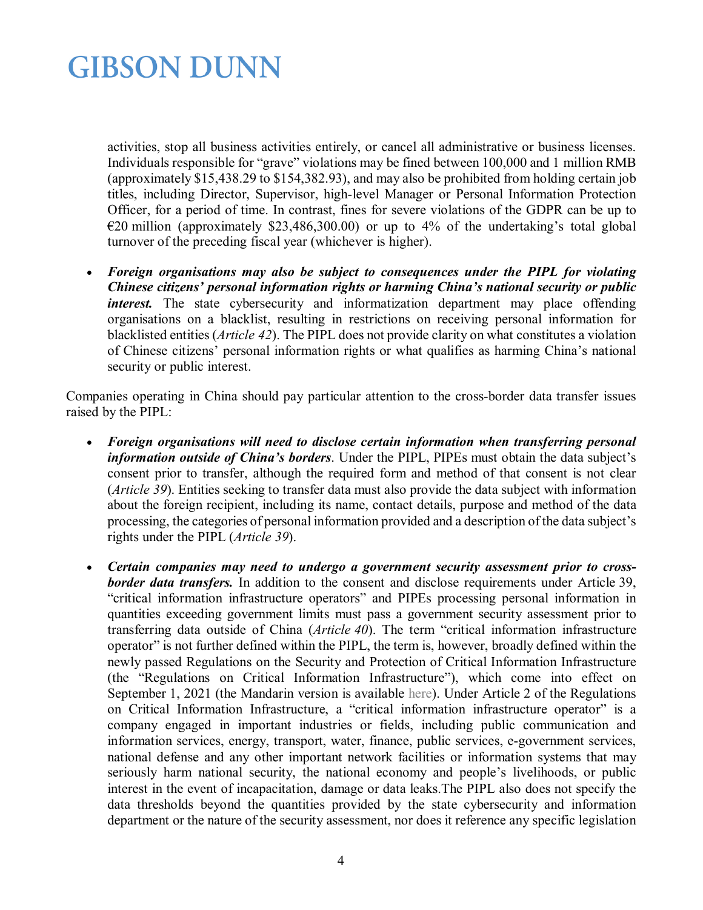activities, stop all business activities entirely, or cancel all administrative or business licenses. Individuals responsible for "grave" violations may be fined between 100,000 and 1 million RMB (approximately $15,438.29 to $154,382.93), and may also be prohibited from holding certain job titles, including Director, Supervisor, high-level Manager or Personal Information Protection Officer, for a period of time. In contrast, fines for severe violations of the GDPR can be up to €20 million (approximately $23,486,300.00) or up to 4% of the undertaking's total global turnover of the preceding fiscal year (whichever is higher).

- ***Foreign organisations may also be subject to consequences under the PIPL for violating Chinese citizens' personal information rights or harming China's national security or public interest.*** The state cybersecurity and informatization department may place offending organisations on a blacklist, resulting in restrictions on receiving personal information for blacklisted entities (*Article 42*). The PIPL does not provide clarity on what constitutes a violation of Chinese citizens' personal information rights or what qualifies as harming China's national security or public interest.

Companies operating in China should pay particular attention to the cross-border data transfer issues raised by the PIPL:

- ***Foreign organisations will need to disclose certain information when transferring personal information outside of China's borders***. Under the PIPL, PIPEs must obtain the data subject's consent prior to transfer, although the required form and method of that consent is not clear (*Article 39*). Entities seeking to transfer data must also provide the data subject with information about the foreign recipient, including its name, contact details, purpose and method of the data processing, the categories of personal information provided and a description of the data subject's rights under the PIPL (*Article 39*).

- ***Certain companies may need to undergo a government security assessment prior to cross-border data transfers.*** In addition to the consent and disclose requirements under Article 39, "critical information infrastructure operators" and PIPEs processing personal information in quantities exceeding government limits must pass a government security assessment prior to transferring data outside of China (*Article 40*). The term "critical information infrastructure operator" is not further defined within the PIPL, the term is, however, broadly defined within the newly passed Regulations on the Security and Protection of Critical Information Infrastructure (the "Regulations on Critical Information Infrastructure"), which come into effect on September 1, 2021 (the Mandarin version is available here). Under Article 2 of the Regulations on Critical Information Infrastructure, a "critical information infrastructure operator" is a company engaged in important industries or fields, including public communication and information services, energy, transport, water, finance, public services, e-government services, national defense and any other important network facilities or information systems that may seriously harm national security, the national economy and people's livelihoods, or public interest in the event of incapacitation, damage or data leaks.The PIPL also does not specify the data thresholds beyond the quantities provided by the state cybersecurity and information department or the nature of the security assessment, nor does it reference any specific legislation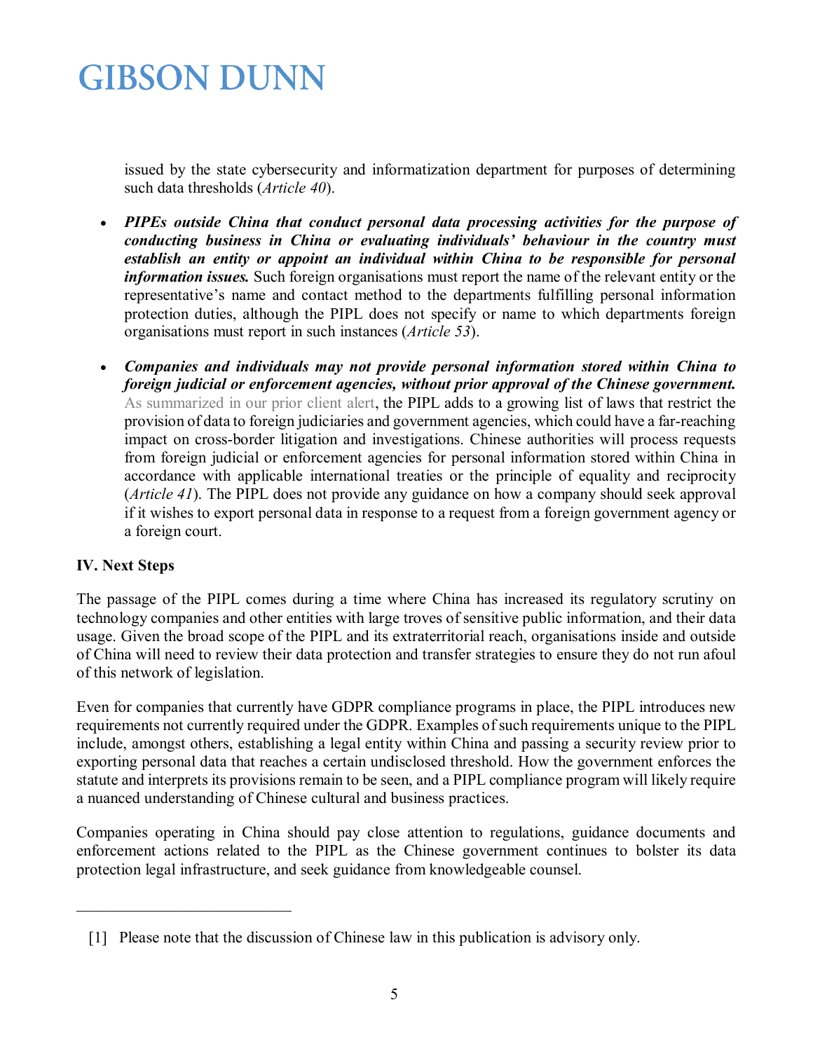issued by the state cybersecurity and informatization department for purposes of determining such data thresholds (*Article 40*).

- ***PIPEs outside China that conduct personal data processing activities for the purpose of conducting business in China or evaluating individuals' behaviour in the country must establish an entity or appoint an individual within China to be responsible for personal information issues.*** Such foreign organisations must report the name of the relevant entity or the representative's name and contact method to the departments fulfilling personal information protection duties, although the PIPL does not specify or name to which departments foreign organisations must report in such instances (*Article 53*).
- ***Companies and individuals may not provide personal information stored within China to foreign judicial or enforcement agencies, without prior approval of the Chinese government.*** As summarized in our prior client alert, the PIPL adds to a growing list of laws that restrict the provision of data to foreign judiciaries and government agencies, which could have a far-reaching impact on cross-border litigation and investigations. Chinese authorities will process requests from foreign judicial or enforcement agencies for personal information stored within China in accordance with applicable international treaties or the principle of equality and reciprocity (*Article 41*). The PIPL does not provide any guidance on how a company should seek approval if it wishes to export personal data in response to a request from a foreign government agency or a foreign court.

**IV. Next Steps**

The passage of the PIPL comes during a time where China has increased its regulatory scrutiny on technology companies and other entities with large troves of sensitive public information, and their data usage. Given the broad scope of the PIPL and its extraterritorial reach, organisations inside and outside of China will need to review their data protection and transfer strategies to ensure they do not run afoul of this network of legislation.

Even for companies that currently have GDPR compliance programs in place, the PIPL introduces new requirements not currently required under the GDPR. Examples of such requirements unique to the PIPL include, amongst others, establishing a legal entity within China and passing a security review prior to exporting personal data that reaches a certain undisclosed threshold. How the government enforces the statute and interprets its provisions remain to be seen, and a PIPL compliance program will likely require a nuanced understanding of Chinese cultural and business practices.

Companies operating in China should pay close attention to regulations, guidance documents and enforcement actions related to the PIPL as the Chinese government continues to bolster its data protection legal infrastructure, and seek guidance from knowledgeable counsel.

---

[1] Please note that the discussion of Chinese law in this publication is advisory only.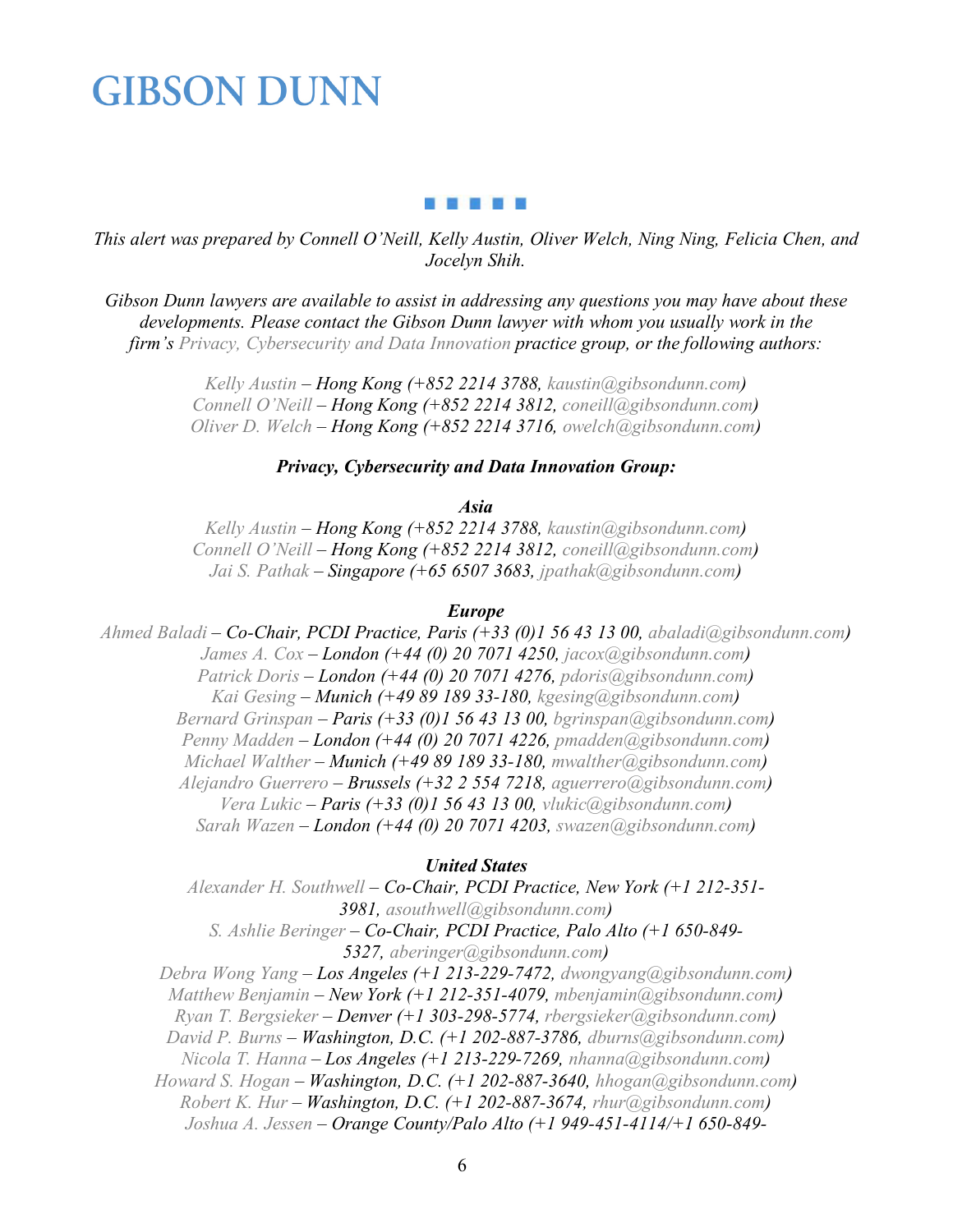*This alert was prepared by Connell O'Neill, Kelly Austin, Oliver Welch, Ning Ning, Felicia Chen, and Jocelyn Shih.*

*Gibson Dunn lawyers are available to assist in addressing any questions you may have about these developments. Please contact the Gibson Dunn lawyer with whom you usually work in the firm's Privacy, Cybersecurity and Data Innovation practice group, or the following authors:*

*Kelly Austin – Hong Kong (+852 2214 3788, kaustin@gibsondunn.com)*
*Connell O'Neill – Hong Kong (+852 2214 3812, coneill@gibsondunn.com)*
*Oliver D. Welch – Hong Kong (+852 2214 3716, owelch@gibsondunn.com)*

***Privacy, Cybersecurity and Data Innovation Group:***

***Asia***

*Kelly Austin – Hong Kong (+852 2214 3788, kaustin@gibsondunn.com)*
*Connell O'Neill – Hong Kong (+852 2214 3812, coneill@gibsondunn.com)*
*Jai S. Pathak – Singapore (+65 6507 3683, jpathak@gibsondunn.com)*

***Europe***

*Ahmed Baladi – Co-Chair, PCDI Practice, Paris (+33 (0)1 56 43 13 00, abaladi@gibsondunn.com)*
*James A. Cox – London (+44 (0) 20 7071 4250, jacox@gibsondunn.com)*
*Patrick Doris – London (+44 (0) 20 7071 4276, pdoris@gibsondunn.com)*
*Kai Gesing – Munich (+49 89 189 33-180, kgesing@gibsondunn.com)*
*Bernard Grinspan – Paris (+33 (0)1 56 43 13 00, bgrinspan@gibsondunn.com)*
*Penny Madden – London (+44 (0) 20 7071 4226, pmadden@gibsondunn.com)*
*Michael Walther – Munich (+49 89 189 33-180, mwalther@gibsondunn.com)*
*Alejandro Guerrero – Brussels (+32 2 554 7218, aguerrero@gibsondunn.com)*
*Vera Lukic – Paris (+33 (0)1 56 43 13 00, vlukic@gibsondunn.com)*
*Sarah Wazen – London (+44 (0) 20 7071 4203, swazen@gibsondunn.com)*

***United States***

*Alexander H. Southwell – Co-Chair, PCDI Practice, New York (+1 212-351-3981, asouthwell@gibsondunn.com)*
*S. Ashlie Beringer – Co-Chair, PCDI Practice, Palo Alto (+1 650-849-5327, aberinger@gibsondunn.com)*
*Debra Wong Yang – Los Angeles (+1 213-229-7472, dwongyang@gibsondunn.com)*
*Matthew Benjamin – New York (+1 212-351-4079, mbenjamin@gibsondunn.com)*
*Ryan T. Bergsieker – Denver (+1 303-298-5774, rbergsieker@gibsondunn.com)*
*David P. Burns – Washington, D.C. (+1 202-887-3786, dburns@gibsondunn.com)*
*Nicola T. Hanna – Los Angeles (+1 213-229-7269, nhanna@gibsondunn.com)*
*Howard S. Hogan – Washington, D.C. (+1 202-887-3640, hhogan@gibsondunn.com)*
*Robert K. Hur – Washington, D.C. (+1 202-887-3674, rhur@gibsondunn.com)*
*Joshua A. Jessen – Orange County/Palo Alto (+1 949-451-4114/+1 650-849-*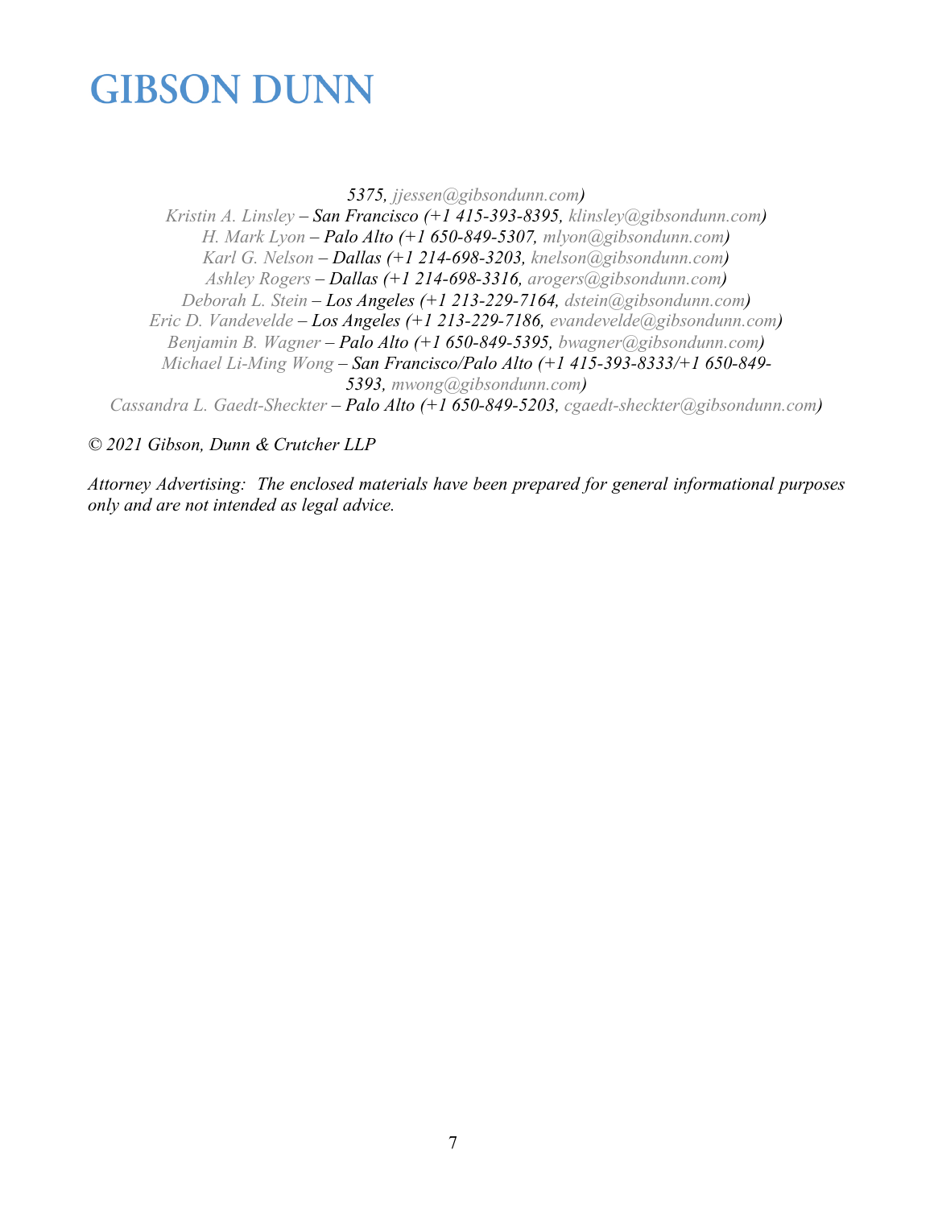*5375, jjessen@gibsondunn.com)*
*Kristin A. Linsley – San Francisco (+1 415-393-8395, klinsley@gibsondunn.com)*
*H. Mark Lyon – Palo Alto (+1 650-849-5307, mlyon@gibsondunn.com)*
*Karl G. Nelson – Dallas (+1 214-698-3203, knelson@gibsondunn.com)*
*Ashley Rogers – Dallas (+1 214-698-3316, arogers@gibsondunn.com)*
*Deborah L. Stein – Los Angeles (+1 213-229-7164, dstein@gibsondunn.com)*
*Eric D. Vandevelde – Los Angeles (+1 213-229-7186, evandevelde@gibsondunn.com)*
*Benjamin B. Wagner – Palo Alto (+1 650-849-5395, bwagner@gibsondunn.com)*
*Michael Li-Ming Wong – San Francisco/Palo Alto (+1 415-393-8333/+1 650-849-5393, mwong@gibsondunn.com)*
*Cassandra L. Gaedt-Sheckter – Palo Alto (+1 650-849-5203, cgaedt-sheckter@gibsondunn.com)*

*© 2021 Gibson, Dunn & Crutcher LLP*

*Attorney Advertising: The enclosed materials have been prepared for general informational purposes only and are not intended as legal advice.*